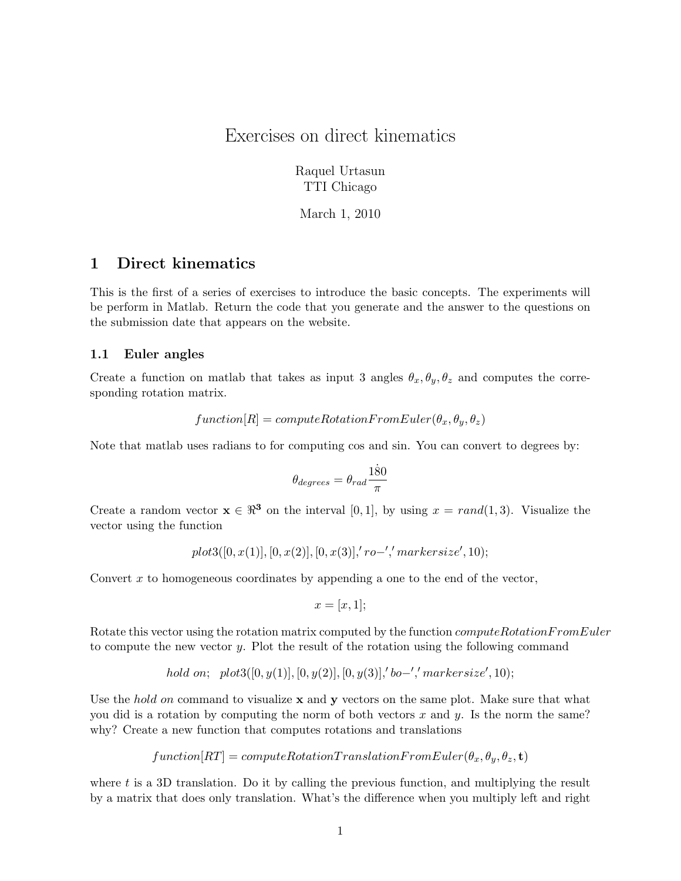# Exercises on direct kinematics

Raquel Urtasun
TTI Chicago

March 1, 2010

## 1 Direct kinematics

This is the first of a series of exercises to introduce the basic concepts. The experiments will be perform in Matlab. Return the code that you generate and the answer to the questions on the submission date that appears on the website.

### 1.1 Euler angles

Create a function on matlab that takes as input 3 angles $\theta_x, \theta_y, \theta_z$ and computes the corresponding rotation matrix.

$$function[R] = computeRotationFromEuler(\theta_x, \theta_y, \theta_z)$$

Note that matlab uses radians to for computing cos and sin. You can convert to degrees by:

$$\theta_{degrees} = \theta_{rad} \frac{\dot{180}}{\pi}$$

Create a random vector $\mathbf{x} \in \Re^{\mathbf{3}}$ on the interval $[0, 1]$, by using $x = rand(1, 3)$. Visualize the vector using the function

$$plot3([0, x(1)], [0, x(2)], [0, x(3)], 'ro-', 'markersize', 10);$$

Convert $x$ to homogeneous coordinates by appending a one to the end of the vector,

$$x = [x, 1];$$

Rotate this vector using the rotation matrix computed by the function $computeRotationFromEuler$ to compute the new vector $y$. Plot the result of the rotation using the following command

$$hold\ on; \quad plot3([0, y(1)], [0, y(2)], [0, y(3)], 'bo-', 'markersize', 10);$$

Use the *hold on* command to visualize $\mathbf{x}$ and $\mathbf{y}$ vectors on the same plot. Make sure that what you did is a rotation by computing the norm of both vectors $x$ and $y$. Is the norm the same? why? Create a new function that computes rotations and translations

$$function[RT] = computeRotationTranslationFromEuler(\theta_x, \theta_y, \theta_z, \mathbf{t})$$

where $t$ is a 3D translation. Do it by calling the previous function, and multiplying the result by a matrix that does only translation. What's the difference when you multiply left and right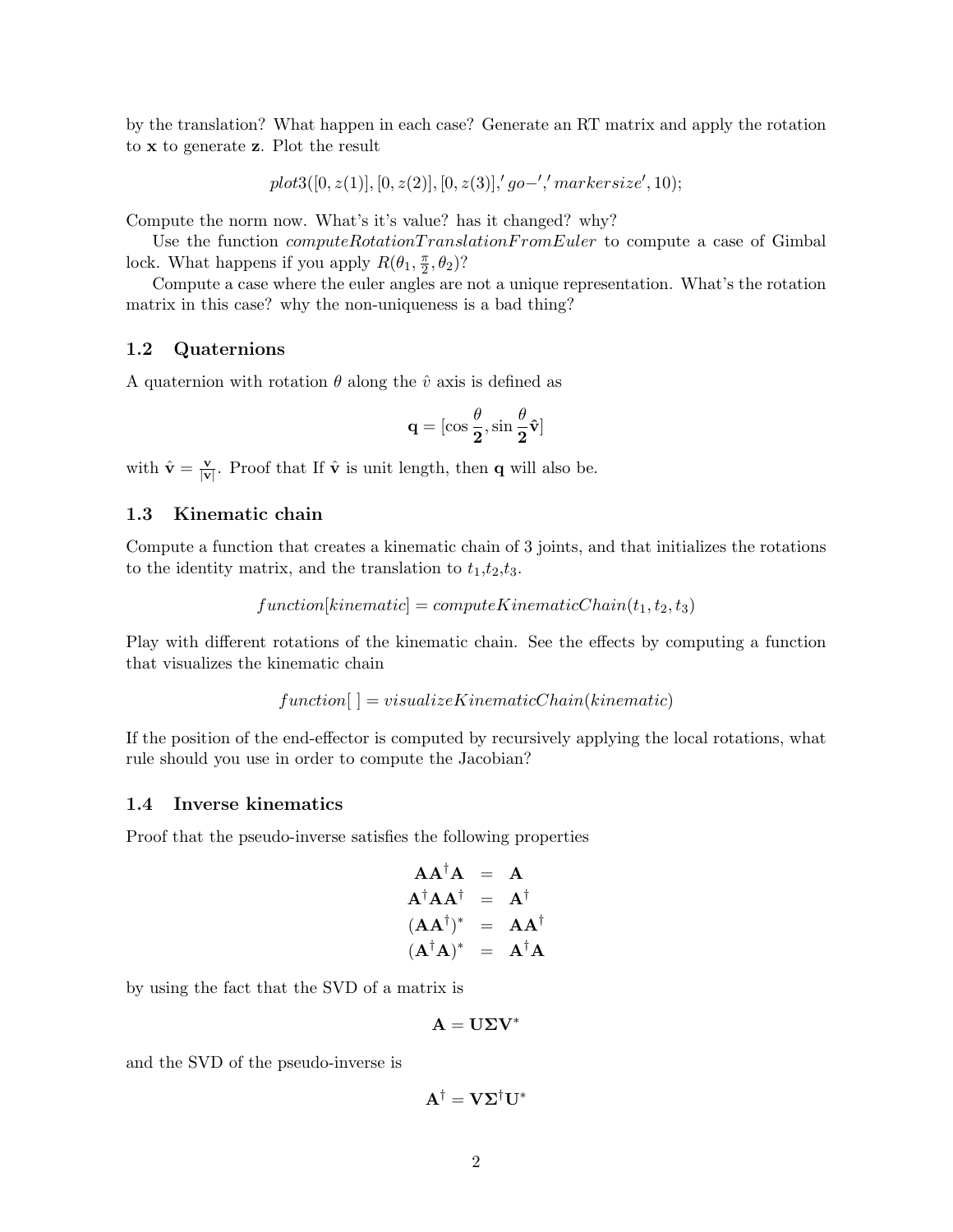by the translation? What happen in each case? Generate an RT matrix and apply the rotation to $\mathbf{x}$ to generate $\mathbf{z}$. Plot the result

$$plot3([0, z(1)], [0, z(2)], [0, z(3)], 'go-', 'markersize', 10);$$

Compute the norm now. What's it's value? has it changed? why?

Use the function *computeRotationTranslationFromEuler* to compute a case of Gimbal lock. What happens if you apply $R(\theta_1, \frac{\pi}{2}, \theta_2)$?

Compute a case where the euler angles are not a unique representation. What's the rotation matrix in this case? why the non-uniqueness is a bad thing?

## 1.2 Quaternions

A quaternion with rotation $\theta$ along the $\hat{v}$ axis is defined as

$$\mathbf{q} = [\cos\frac{\theta}{\mathbf{2}}, \sin\frac{\theta}{\mathbf{2}}\hat{\mathbf{v}}]$$

with $\hat{\mathbf{v}} = \frac{\mathbf{v}}{|\mathbf{v}|}$. Proof that If $\hat{\mathbf{v}}$ is unit length, then $\mathbf{q}$ will also be.

## 1.3 Kinematic chain

Compute a function that creates a kinematic chain of 3 joints, and that initializes the rotations to the identity matrix, and the translation to $t_1$,$t_2$,$t_3$.

$$function[kinematic] = computeKinematicChain(t_1, t_2, t_3)$$

Play with different rotations of the kinematic chain. See the effects by computing a function that visualizes the kinematic chain

$$function[\ ] = visualizeKinematicChain(kinematic)$$

If the position of the end-effector is computed by recursively applying the local rotations, what rule should you use in order to compute the Jacobian?

## 1.4 Inverse kinematics

Proof that the pseudo-inverse satisfies the following properties

$$\begin{aligned}
\mathbf{A}\mathbf{A}^{\dagger}\mathbf{A} &= \mathbf{A} \\
\mathbf{A}^{\dagger}\mathbf{A}\mathbf{A}^{\dagger} &= \mathbf{A}^{\dagger} \\
(\mathbf{A}\mathbf{A}^{\dagger})^{*} &= \mathbf{A}\mathbf{A}^{\dagger} \\
(\mathbf{A}^{\dagger}\mathbf{A})^{*} &= \mathbf{A}^{\dagger}\mathbf{A}
\end{aligned}$$

by using the fact that the SVD of a matrix is

$$\mathbf{A} = \mathbf{U}\mathbf{\Sigma}\mathbf{V}^{*}$$

and the SVD of the pseudo-inverse is

$$\mathbf{A}^{\dagger} = \mathbf{V}\mathbf{\Sigma}^{\dagger}\mathbf{U}^{*}$$